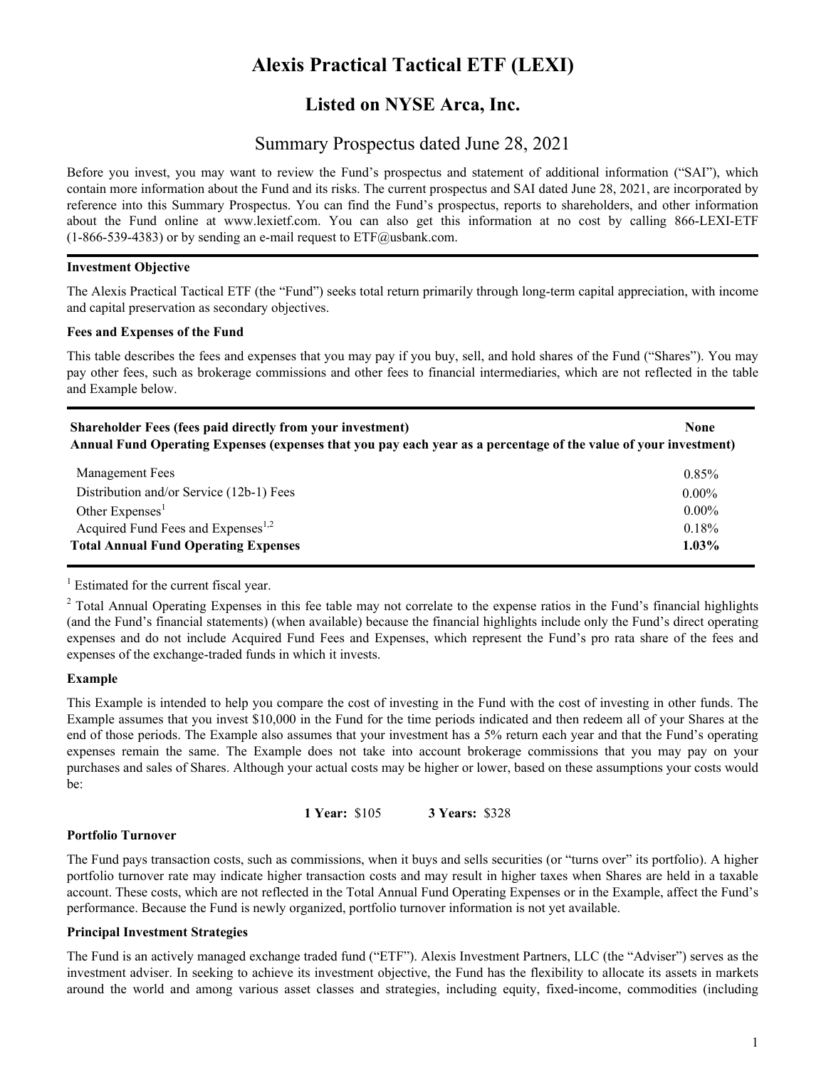# Alexis Practical Tactical ETF (LEXI)

## Listed on NYSE Arca, Inc.

## Summary Prospectus dated June 28, 2021

Before you invest, you may want to review the Fund's prospectus and statement of additional information ("SAI"), which contain more information about the Fund and its risks. The current prospectus and SAI dated June 28, 2021, are incorporated by reference into this Summary Prospectus. You can find the Fund's prospectus, reports to shareholders, and other information about the Fund online at www.lexietf.com. You can also get this information at no cost by calling 866-LEXI-ETF (1-866-539-4383) or by sending an e-mail request to ETF@usbank.com.

**Investment Objective**

The Alexis Practical Tactical ETF (the "Fund") seeks total return primarily through long-term capital appreciation, with income and capital preservation as secondary objectives.

**Fees and Expenses of the Fund**

This table describes the fees and expenses that you may pay if you buy, sell, and hold shares of the Fund ("Shares"). You may pay other fees, such as brokerage commissions and other fees to financial intermediaries, which are not reflected in the table and Example below.

| **Shareholder Fees (fees paid directly from your investment)** | **None** |
|---|---|
| **Annual Fund Operating Expenses (expenses that you pay each year as a percentage of the value of your investment)** | |
| Management Fees | 0.85% |
| Distribution and/or Service (12b-1) Fees | 0.00% |
| Other Expenses[1] | 0.00% |
| Acquired Fund Fees and Expenses[1,2] | 0.18% |
| **Total Annual Fund Operating Expenses** | **1.03%** |

[1] Estimated for the current fiscal year.

[2] Total Annual Operating Expenses in this fee table may not correlate to the expense ratios in the Fund's financial highlights (and the Fund's financial statements) (when available) because the financial highlights include only the Fund's direct operating expenses and do not include Acquired Fund Fees and Expenses, which represent the Fund's pro rata share of the fees and expenses of the exchange-traded funds in which it invests.

**Example**

This Example is intended to help you compare the cost of investing in the Fund with the cost of investing in other funds. The Example assumes that you invest $10,000 in the Fund for the time periods indicated and then redeem all of your Shares at the end of those periods. The Example also assumes that your investment has a 5% return each year and that the Fund's operating expenses remain the same. The Example does not take into account brokerage commissions that you may pay on your purchases and sales of Shares. Although your actual costs may be higher or lower, based on these assumptions your costs would be:

**1 Year:** $105 **3 Years:** $328

**Portfolio Turnover**

The Fund pays transaction costs, such as commissions, when it buys and sells securities (or "turns over" its portfolio). A higher portfolio turnover rate may indicate higher transaction costs and may result in higher taxes when Shares are held in a taxable account. These costs, which are not reflected in the Total Annual Fund Operating Expenses or in the Example, affect the Fund's performance. Because the Fund is newly organized, portfolio turnover information is not yet available.

**Principal Investment Strategies**

The Fund is an actively managed exchange traded fund ("ETF"). Alexis Investment Partners, LLC (the "Adviser") serves as the investment adviser. In seeking to achieve its investment objective, the Fund has the flexibility to allocate its assets in markets around the world and among various asset classes and strategies, including equity, fixed-income, commodities (including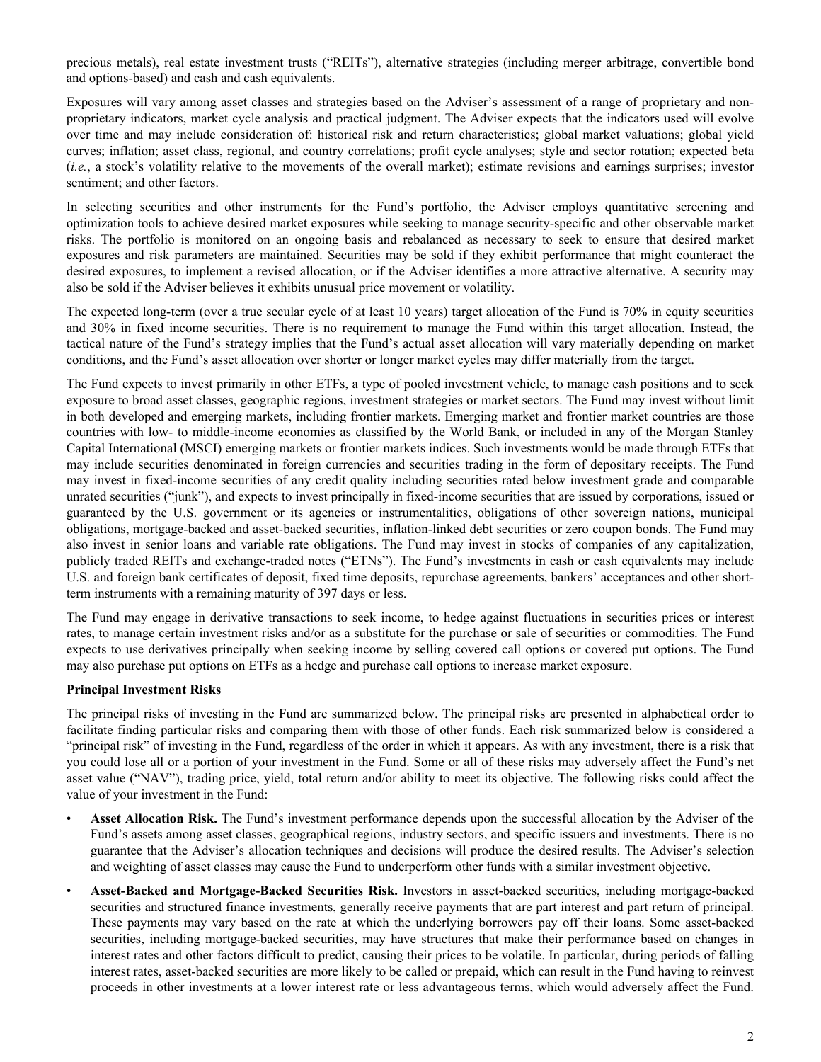precious metals), real estate investment trusts ("REITs"), alternative strategies (including merger arbitrage, convertible bond and options-based) and cash and cash equivalents.

Exposures will vary among asset classes and strategies based on the Adviser's assessment of a range of proprietary and non-proprietary indicators, market cycle analysis and practical judgment. The Adviser expects that the indicators used will evolve over time and may include consideration of: historical risk and return characteristics; global market valuations; global yield curves; inflation; asset class, regional, and country correlations; profit cycle analyses; style and sector rotation; expected beta (*i.e.*, a stock's volatility relative to the movements of the overall market); estimate revisions and earnings surprises; investor sentiment; and other factors.

In selecting securities and other instruments for the Fund's portfolio, the Adviser employs quantitative screening and optimization tools to achieve desired market exposures while seeking to manage security-specific and other observable market risks. The portfolio is monitored on an ongoing basis and rebalanced as necessary to seek to ensure that desired market exposures and risk parameters are maintained. Securities may be sold if they exhibit performance that might counteract the desired exposures, to implement a revised allocation, or if the Adviser identifies a more attractive alternative. A security may also be sold if the Adviser believes it exhibits unusual price movement or volatility.

The expected long-term (over a true secular cycle of at least 10 years) target allocation of the Fund is 70% in equity securities and 30% in fixed income securities. There is no requirement to manage the Fund within this target allocation. Instead, the tactical nature of the Fund's strategy implies that the Fund's actual asset allocation will vary materially depending on market conditions, and the Fund's asset allocation over shorter or longer market cycles may differ materially from the target.

The Fund expects to invest primarily in other ETFs, a type of pooled investment vehicle, to manage cash positions and to seek exposure to broad asset classes, geographic regions, investment strategies or market sectors. The Fund may invest without limit in both developed and emerging markets, including frontier markets. Emerging market and frontier market countries are those countries with low- to middle-income economies as classified by the World Bank, or included in any of the Morgan Stanley Capital International (MSCI) emerging markets or frontier markets indices. Such investments would be made through ETFs that may include securities denominated in foreign currencies and securities trading in the form of depositary receipts. The Fund may invest in fixed-income securities of any credit quality including securities rated below investment grade and comparable unrated securities ("junk"), and expects to invest principally in fixed-income securities that are issued by corporations, issued or guaranteed by the U.S. government or its agencies or instrumentalities, obligations of other sovereign nations, municipal obligations, mortgage-backed and asset-backed securities, inflation-linked debt securities or zero coupon bonds. The Fund may also invest in senior loans and variable rate obligations. The Fund may invest in stocks of companies of any capitalization, publicly traded REITs and exchange-traded notes ("ETNs"). The Fund's investments in cash or cash equivalents may include U.S. and foreign bank certificates of deposit, fixed time deposits, repurchase agreements, bankers' acceptances and other short-term instruments with a remaining maturity of 397 days or less.

The Fund may engage in derivative transactions to seek income, to hedge against fluctuations in securities prices or interest rates, to manage certain investment risks and/or as a substitute for the purchase or sale of securities or commodities. The Fund expects to use derivatives principally when seeking income by selling covered call options or covered put options. The Fund may also purchase put options on ETFs as a hedge and purchase call options to increase market exposure.

**Principal Investment Risks**

The principal risks of investing in the Fund are summarized below. The principal risks are presented in alphabetical order to facilitate finding particular risks and comparing them with those of other funds. Each risk summarized below is considered a "principal risk" of investing in the Fund, regardless of the order in which it appears. As with any investment, there is a risk that you could lose all or a portion of your investment in the Fund. Some or all of these risks may adversely affect the Fund's net asset value ("NAV"), trading price, yield, total return and/or ability to meet its objective. The following risks could affect the value of your investment in the Fund:

- **Asset Allocation Risk.** The Fund's investment performance depends upon the successful allocation by the Adviser of the Fund's assets among asset classes, geographical regions, industry sectors, and specific issuers and investments. There is no guarantee that the Adviser's allocation techniques and decisions will produce the desired results. The Adviser's selection and weighting of asset classes may cause the Fund to underperform other funds with a similar investment objective.
- **Asset-Backed and Mortgage-Backed Securities Risk.** Investors in asset-backed securities, including mortgage-backed securities and structured finance investments, generally receive payments that are part interest and part return of principal. These payments may vary based on the rate at which the underlying borrowers pay off their loans. Some asset-backed securities, including mortgage-backed securities, may have structures that make their performance based on changes in interest rates and other factors difficult to predict, causing their prices to be volatile. In particular, during periods of falling interest rates, asset-backed securities are more likely to be called or prepaid, which can result in the Fund having to reinvest proceeds in other investments at a lower interest rate or less advantageous terms, which would adversely affect the Fund.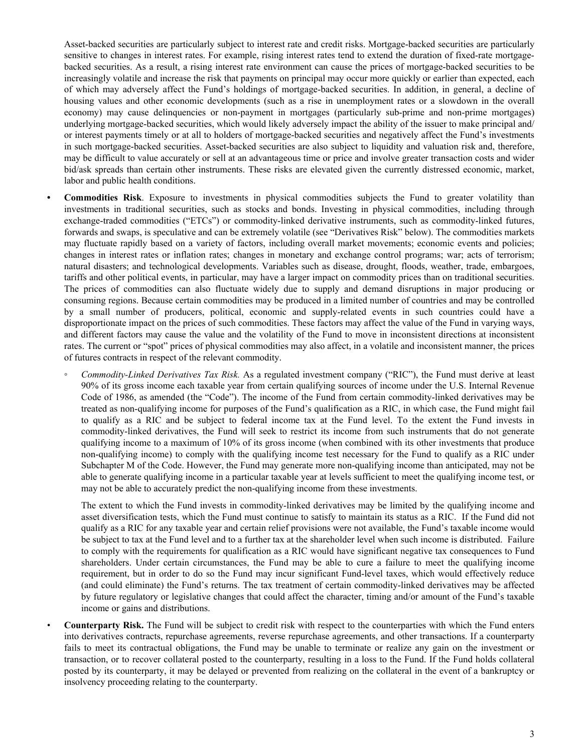Asset-backed securities are particularly subject to interest rate and credit risks. Mortgage-backed securities are particularly sensitive to changes in interest rates. For example, rising interest rates tend to extend the duration of fixed-rate mortgage-backed securities. As a result, a rising interest rate environment can cause the prices of mortgage-backed securities to be increasingly volatile and increase the risk that payments on principal may occur more quickly or earlier than expected, each of which may adversely affect the Fund's holdings of mortgage-backed securities. In addition, in general, a decline of housing values and other economic developments (such as a rise in unemployment rates or a slowdown in the overall economy) may cause delinquencies or non-payment in mortgages (particularly sub-prime and non-prime mortgages) underlying mortgage-backed securities, which would likely adversely impact the ability of the issuer to make principal and/or interest payments timely or at all to holders of mortgage-backed securities and negatively affect the Fund's investments in such mortgage-backed securities. Asset-backed securities are also subject to liquidity and valuation risk and, therefore, may be difficult to value accurately or sell at an advantageous time or price and involve greater transaction costs and wider bid/ask spreads than certain other instruments. These risks are elevated given the currently distressed economic, market, labor and public health conditions.

- **Commodities Risk**. Exposure to investments in physical commodities subjects the Fund to greater volatility than investments in traditional securities, such as stocks and bonds. Investing in physical commodities, including through exchange-traded commodities ("ETCs") or commodity-linked derivative instruments, such as commodity-linked futures, forwards and swaps, is speculative and can be extremely volatile (see "Derivatives Risk" below). The commodities markets may fluctuate rapidly based on a variety of factors, including overall market movements; economic events and policies; changes in interest rates or inflation rates; changes in monetary and exchange control programs; war; acts of terrorism; natural disasters; and technological developments. Variables such as disease, drought, floods, weather, trade, embargoes, tariffs and other political events, in particular, may have a larger impact on commodity prices than on traditional securities. The prices of commodities can also fluctuate widely due to supply and demand disruptions in major producing or consuming regions. Because certain commodities may be produced in a limited number of countries and may be controlled by a small number of producers, political, economic and supply-related events in such countries could have a disproportionate impact on the prices of such commodities. These factors may affect the value of the Fund in varying ways, and different factors may cause the value and the volatility of the Fund to move in inconsistent directions at inconsistent rates. The current or "spot" prices of physical commodities may also affect, in a volatile and inconsistent manner, the prices of futures contracts in respect of the relevant commodity.

  - *Commodity-Linked Derivatives Tax Risk.* As a regulated investment company ("RIC"), the Fund must derive at least 90% of its gross income each taxable year from certain qualifying sources of income under the U.S. Internal Revenue Code of 1986, as amended (the "Code"). The income of the Fund from certain commodity-linked derivatives may be treated as non-qualifying income for purposes of the Fund's qualification as a RIC, in which case, the Fund might fail to qualify as a RIC and be subject to federal income tax at the Fund level. To the extent the Fund invests in commodity-linked derivatives, the Fund will seek to restrict its income from such instruments that do not generate qualifying income to a maximum of 10% of its gross income (when combined with its other investments that produce non-qualifying income) to comply with the qualifying income test necessary for the Fund to qualify as a RIC under Subchapter M of the Code. However, the Fund may generate more non-qualifying income than anticipated, may not be able to generate qualifying income in a particular taxable year at levels sufficient to meet the qualifying income test, or may not be able to accurately predict the non-qualifying income from these investments.

    The extent to which the Fund invests in commodity-linked derivatives may be limited by the qualifying income and asset diversification tests, which the Fund must continue to satisfy to maintain its status as a RIC. If the Fund did not qualify as a RIC for any taxable year and certain relief provisions were not available, the Fund's taxable income would be subject to tax at the Fund level and to a further tax at the shareholder level when such income is distributed. Failure to comply with the requirements for qualification as a RIC would have significant negative tax consequences to Fund shareholders. Under certain circumstances, the Fund may be able to cure a failure to meet the qualifying income requirement, but in order to do so the Fund may incur significant Fund-level taxes, which would effectively reduce (and could eliminate) the Fund's returns. The tax treatment of certain commodity-linked derivatives may be affected by future regulatory or legislative changes that could affect the character, timing and/or amount of the Fund's taxable income or gains and distributions.

- **Counterparty Risk.** The Fund will be subject to credit risk with respect to the counterparties with which the Fund enters into derivatives contracts, repurchase agreements, reverse repurchase agreements, and other transactions. If a counterparty fails to meet its contractual obligations, the Fund may be unable to terminate or realize any gain on the investment or transaction, or to recover collateral posted to the counterparty, resulting in a loss to the Fund. If the Fund holds collateral posted by its counterparty, it may be delayed or prevented from realizing on the collateral in the event of a bankruptcy or insolvency proceeding relating to the counterparty.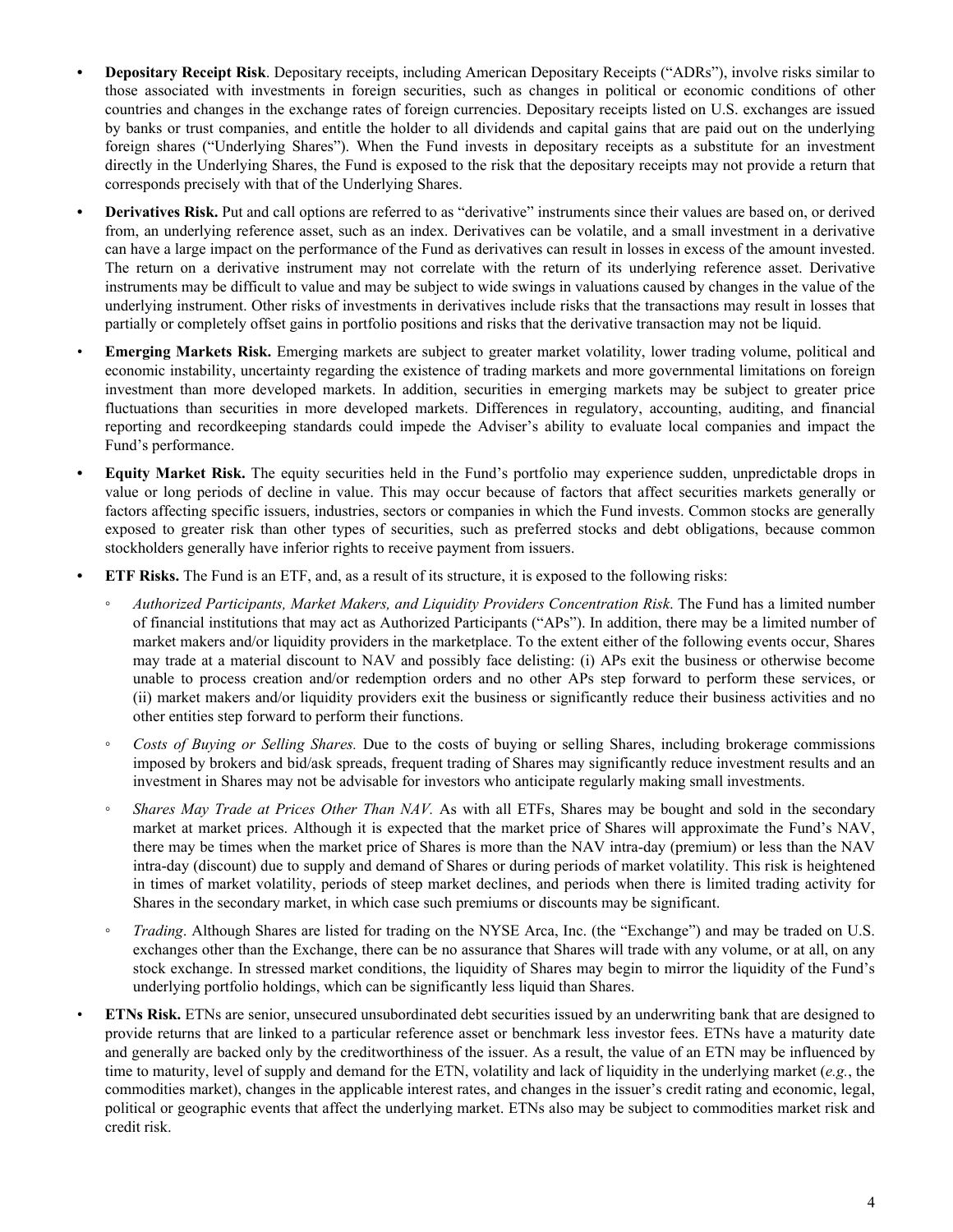- **Depositary Receipt Risk**. Depositary receipts, including American Depositary Receipts ("ADRs"), involve risks similar to those associated with investments in foreign securities, such as changes in political or economic conditions of other countries and changes in the exchange rates of foreign currencies. Depositary receipts listed on U.S. exchanges are issued by banks or trust companies, and entitle the holder to all dividends and capital gains that are paid out on the underlying foreign shares ("Underlying Shares"). When the Fund invests in depositary receipts as a substitute for an investment directly in the Underlying Shares, the Fund is exposed to the risk that the depositary receipts may not provide a return that corresponds precisely with that of the Underlying Shares.
- **Derivatives Risk.** Put and call options are referred to as "derivative" instruments since their values are based on, or derived from, an underlying reference asset, such as an index. Derivatives can be volatile, and a small investment in a derivative can have a large impact on the performance of the Fund as derivatives can result in losses in excess of the amount invested. The return on a derivative instrument may not correlate with the return of its underlying reference asset. Derivative instruments may be difficult to value and may be subject to wide swings in valuations caused by changes in the value of the underlying instrument. Other risks of investments in derivatives include risks that the transactions may result in losses that partially or completely offset gains in portfolio positions and risks that the derivative transaction may not be liquid.
- **Emerging Markets Risk.** Emerging markets are subject to greater market volatility, lower trading volume, political and economic instability, uncertainty regarding the existence of trading markets and more governmental limitations on foreign investment than more developed markets. In addition, securities in emerging markets may be subject to greater price fluctuations than securities in more developed markets. Differences in regulatory, accounting, auditing, and financial reporting and recordkeeping standards could impede the Adviser's ability to evaluate local companies and impact the Fund's performance.
- **Equity Market Risk.** The equity securities held in the Fund's portfolio may experience sudden, unpredictable drops in value or long periods of decline in value. This may occur because of factors that affect securities markets generally or factors affecting specific issuers, industries, sectors or companies in which the Fund invests. Common stocks are generally exposed to greater risk than other types of securities, such as preferred stocks and debt obligations, because common stockholders generally have inferior rights to receive payment from issuers.
- **ETF Risks.** The Fund is an ETF, and, as a result of its structure, it is exposed to the following risks:
  - *Authorized Participants, Market Makers, and Liquidity Providers Concentration Risk*. The Fund has a limited number of financial institutions that may act as Authorized Participants ("APs"). In addition, there may be a limited number of market makers and/or liquidity providers in the marketplace. To the extent either of the following events occur, Shares may trade at a material discount to NAV and possibly face delisting: (i) APs exit the business or otherwise become unable to process creation and/or redemption orders and no other APs step forward to perform these services, or (ii) market makers and/or liquidity providers exit the business or significantly reduce their business activities and no other entities step forward to perform their functions.
  - *Costs of Buying or Selling Shares.* Due to the costs of buying or selling Shares, including brokerage commissions imposed by brokers and bid/ask spreads, frequent trading of Shares may significantly reduce investment results and an investment in Shares may not be advisable for investors who anticipate regularly making small investments.
  - *Shares May Trade at Prices Other Than NAV.* As with all ETFs, Shares may be bought and sold in the secondary market at market prices. Although it is expected that the market price of Shares will approximate the Fund's NAV, there may be times when the market price of Shares is more than the NAV intra-day (premium) or less than the NAV intra-day (discount) due to supply and demand of Shares or during periods of market volatility. This risk is heightened in times of market volatility, periods of steep market declines, and periods when there is limited trading activity for Shares in the secondary market, in which case such premiums or discounts may be significant.
  - *Trading*. Although Shares are listed for trading on the NYSE Arca, Inc. (the "Exchange") and may be traded on U.S. exchanges other than the Exchange, there can be no assurance that Shares will trade with any volume, or at all, on any stock exchange. In stressed market conditions, the liquidity of Shares may begin to mirror the liquidity of the Fund's underlying portfolio holdings, which can be significantly less liquid than Shares.
- **ETNs Risk.** ETNs are senior, unsecured unsubordinated debt securities issued by an underwriting bank that are designed to provide returns that are linked to a particular reference asset or benchmark less investor fees. ETNs have a maturity date and generally are backed only by the creditworthiness of the issuer. As a result, the value of an ETN may be influenced by time to maturity, level of supply and demand for the ETN, volatility and lack of liquidity in the underlying market (*e.g.*, the commodities market), changes in the applicable interest rates, and changes in the issuer's credit rating and economic, legal, political or geographic events that affect the underlying market. ETNs also may be subject to commodities market risk and credit risk.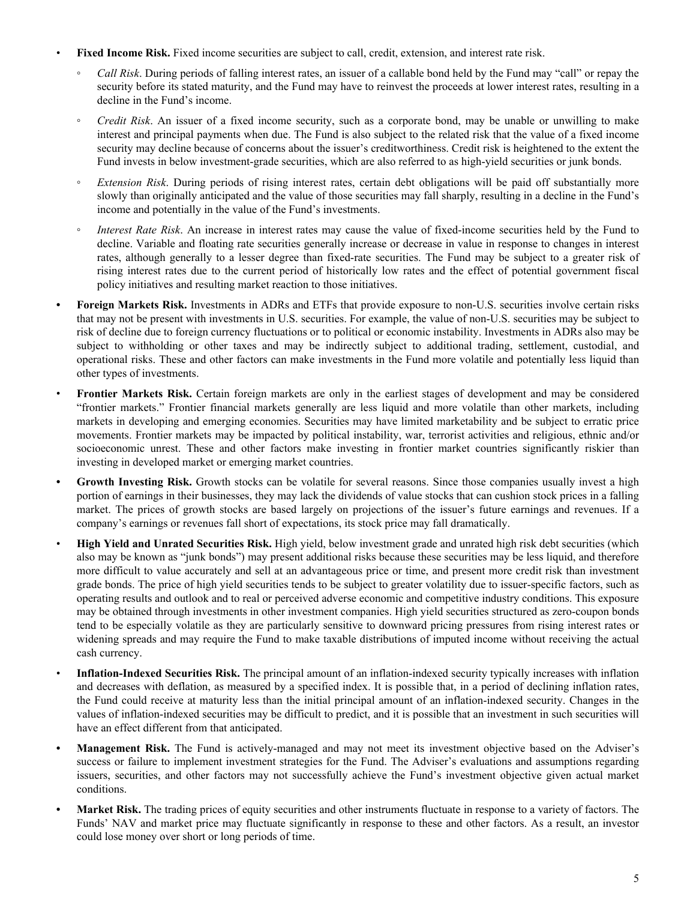- **Fixed Income Risk.** Fixed income securities are subject to call, credit, extension, and interest rate risk.
  - *Call Risk*. During periods of falling interest rates, an issuer of a callable bond held by the Fund may "call" or repay the security before its stated maturity, and the Fund may have to reinvest the proceeds at lower interest rates, resulting in a decline in the Fund's income.
  - *Credit Risk*. An issuer of a fixed income security, such as a corporate bond, may be unable or unwilling to make interest and principal payments when due. The Fund is also subject to the related risk that the value of a fixed income security may decline because of concerns about the issuer's creditworthiness. Credit risk is heightened to the extent the Fund invests in below investment-grade securities, which are also referred to as high-yield securities or junk bonds.
  - *Extension Risk*. During periods of rising interest rates, certain debt obligations will be paid off substantially more slowly than originally anticipated and the value of those securities may fall sharply, resulting in a decline in the Fund's income and potentially in the value of the Fund's investments.
  - *Interest Rate Risk*. An increase in interest rates may cause the value of fixed-income securities held by the Fund to decline. Variable and floating rate securities generally increase or decrease in value in response to changes in interest rates, although generally to a lesser degree than fixed-rate securities. The Fund may be subject to a greater risk of rising interest rates due to the current period of historically low rates and the effect of potential government fiscal policy initiatives and resulting market reaction to those initiatives.
- **Foreign Markets Risk.** Investments in ADRs and ETFs that provide exposure to non-U.S. securities involve certain risks that may not be present with investments in U.S. securities. For example, the value of non-U.S. securities may be subject to risk of decline due to foreign currency fluctuations or to political or economic instability. Investments in ADRs also may be subject to withholding or other taxes and may be indirectly subject to additional trading, settlement, custodial, and operational risks. These and other factors can make investments in the Fund more volatile and potentially less liquid than other types of investments.
- **Frontier Markets Risk.** Certain foreign markets are only in the earliest stages of development and may be considered "frontier markets." Frontier financial markets generally are less liquid and more volatile than other markets, including markets in developing and emerging economies. Securities may have limited marketability and be subject to erratic price movements. Frontier markets may be impacted by political instability, war, terrorist activities and religious, ethnic and/or socioeconomic unrest. These and other factors make investing in frontier market countries significantly riskier than investing in developed market or emerging market countries.
- **Growth Investing Risk.** Growth stocks can be volatile for several reasons. Since those companies usually invest a high portion of earnings in their businesses, they may lack the dividends of value stocks that can cushion stock prices in a falling market. The prices of growth stocks are based largely on projections of the issuer's future earnings and revenues. If a company's earnings or revenues fall short of expectations, its stock price may fall dramatically.
- **High Yield and Unrated Securities Risk.** High yield, below investment grade and unrated high risk debt securities (which also may be known as "junk bonds") may present additional risks because these securities may be less liquid, and therefore more difficult to value accurately and sell at an advantageous price or time, and present more credit risk than investment grade bonds. The price of high yield securities tends to be subject to greater volatility due to issuer-specific factors, such as operating results and outlook and to real or perceived adverse economic and competitive industry conditions. This exposure may be obtained through investments in other investment companies. High yield securities structured as zero-coupon bonds tend to be especially volatile as they are particularly sensitive to downward pricing pressures from rising interest rates or widening spreads and may require the Fund to make taxable distributions of imputed income without receiving the actual cash currency.
- **Inflation-Indexed Securities Risk.** The principal amount of an inflation-indexed security typically increases with inflation and decreases with deflation, as measured by a specified index. It is possible that, in a period of declining inflation rates, the Fund could receive at maturity less than the initial principal amount of an inflation-indexed security. Changes in the values of inflation-indexed securities may be difficult to predict, and it is possible that an investment in such securities will have an effect different from that anticipated.
- **Management Risk.** The Fund is actively-managed and may not meet its investment objective based on the Adviser's success or failure to implement investment strategies for the Fund. The Adviser's evaluations and assumptions regarding issuers, securities, and other factors may not successfully achieve the Fund's investment objective given actual market conditions.
- **Market Risk.** The trading prices of equity securities and other instruments fluctuate in response to a variety of factors. The Funds' NAV and market price may fluctuate significantly in response to these and other factors. As a result, an investor could lose money over short or long periods of time.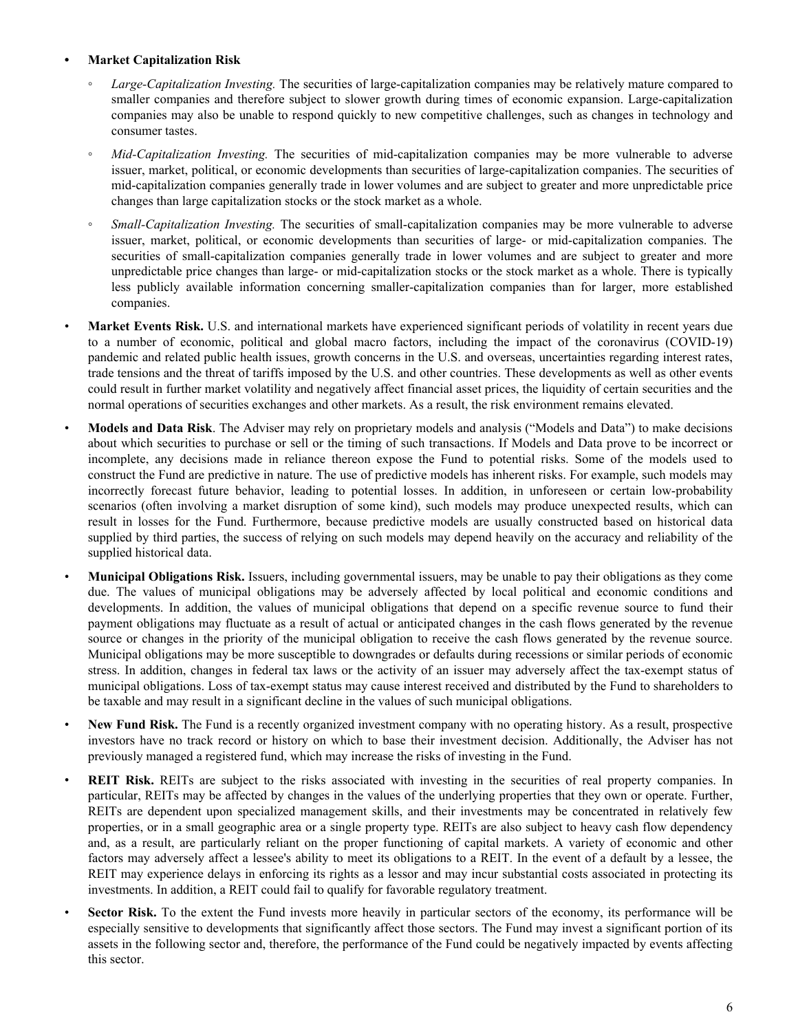- **Market Capitalization Risk**
  - *Large-Capitalization Investing.* The securities of large-capitalization companies may be relatively mature compared to smaller companies and therefore subject to slower growth during times of economic expansion. Large-capitalization companies may also be unable to respond quickly to new competitive challenges, such as changes in technology and consumer tastes.
  - *Mid-Capitalization Investing.* The securities of mid-capitalization companies may be more vulnerable to adverse issuer, market, political, or economic developments than securities of large-capitalization companies. The securities of mid-capitalization companies generally trade in lower volumes and are subject to greater and more unpredictable price changes than large capitalization stocks or the stock market as a whole.
  - *Small-Capitalization Investing.* The securities of small-capitalization companies may be more vulnerable to adverse issuer, market, political, or economic developments than securities of large- or mid-capitalization companies. The securities of small-capitalization companies generally trade in lower volumes and are subject to greater and more unpredictable price changes than large- or mid-capitalization stocks or the stock market as a whole. There is typically less publicly available information concerning smaller-capitalization companies than for larger, more established companies.
- **Market Events Risk.** U.S. and international markets have experienced significant periods of volatility in recent years due to a number of economic, political and global macro factors, including the impact of the coronavirus (COVID-19) pandemic and related public health issues, growth concerns in the U.S. and overseas, uncertainties regarding interest rates, trade tensions and the threat of tariffs imposed by the U.S. and other countries. These developments as well as other events could result in further market volatility and negatively affect financial asset prices, the liquidity of certain securities and the normal operations of securities exchanges and other markets. As a result, the risk environment remains elevated.
- **Models and Data Risk**. The Adviser may rely on proprietary models and analysis ("Models and Data") to make decisions about which securities to purchase or sell or the timing of such transactions. If Models and Data prove to be incorrect or incomplete, any decisions made in reliance thereon expose the Fund to potential risks. Some of the models used to construct the Fund are predictive in nature. The use of predictive models has inherent risks. For example, such models may incorrectly forecast future behavior, leading to potential losses. In addition, in unforeseen or certain low-probability scenarios (often involving a market disruption of some kind), such models may produce unexpected results, which can result in losses for the Fund. Furthermore, because predictive models are usually constructed based on historical data supplied by third parties, the success of relying on such models may depend heavily on the accuracy and reliability of the supplied historical data.
- **Municipal Obligations Risk.** Issuers, including governmental issuers, may be unable to pay their obligations as they come due. The values of municipal obligations may be adversely affected by local political and economic conditions and developments. In addition, the values of municipal obligations that depend on a specific revenue source to fund their payment obligations may fluctuate as a result of actual or anticipated changes in the cash flows generated by the revenue source or changes in the priority of the municipal obligation to receive the cash flows generated by the revenue source. Municipal obligations may be more susceptible to downgrades or defaults during recessions or similar periods of economic stress. In addition, changes in federal tax laws or the activity of an issuer may adversely affect the tax-exempt status of municipal obligations. Loss of tax-exempt status may cause interest received and distributed by the Fund to shareholders to be taxable and may result in a significant decline in the values of such municipal obligations.
- **New Fund Risk.** The Fund is a recently organized investment company with no operating history. As a result, prospective investors have no track record or history on which to base their investment decision. Additionally, the Adviser has not previously managed a registered fund, which may increase the risks of investing in the Fund.
- **REIT Risk.** REITs are subject to the risks associated with investing in the securities of real property companies. In particular, REITs may be affected by changes in the values of the underlying properties that they own or operate. Further, REITs are dependent upon specialized management skills, and their investments may be concentrated in relatively few properties, or in a small geographic area or a single property type. REITs are also subject to heavy cash flow dependency and, as a result, are particularly reliant on the proper functioning of capital markets. A variety of economic and other factors may adversely affect a lessee's ability to meet its obligations to a REIT. In the event of a default by a lessee, the REIT may experience delays in enforcing its rights as a lessor and may incur substantial costs associated in protecting its investments. In addition, a REIT could fail to qualify for favorable regulatory treatment.
- **Sector Risk.** To the extent the Fund invests more heavily in particular sectors of the economy, its performance will be especially sensitive to developments that significantly affect those sectors. The Fund may invest a significant portion of its assets in the following sector and, therefore, the performance of the Fund could be negatively impacted by events affecting this sector.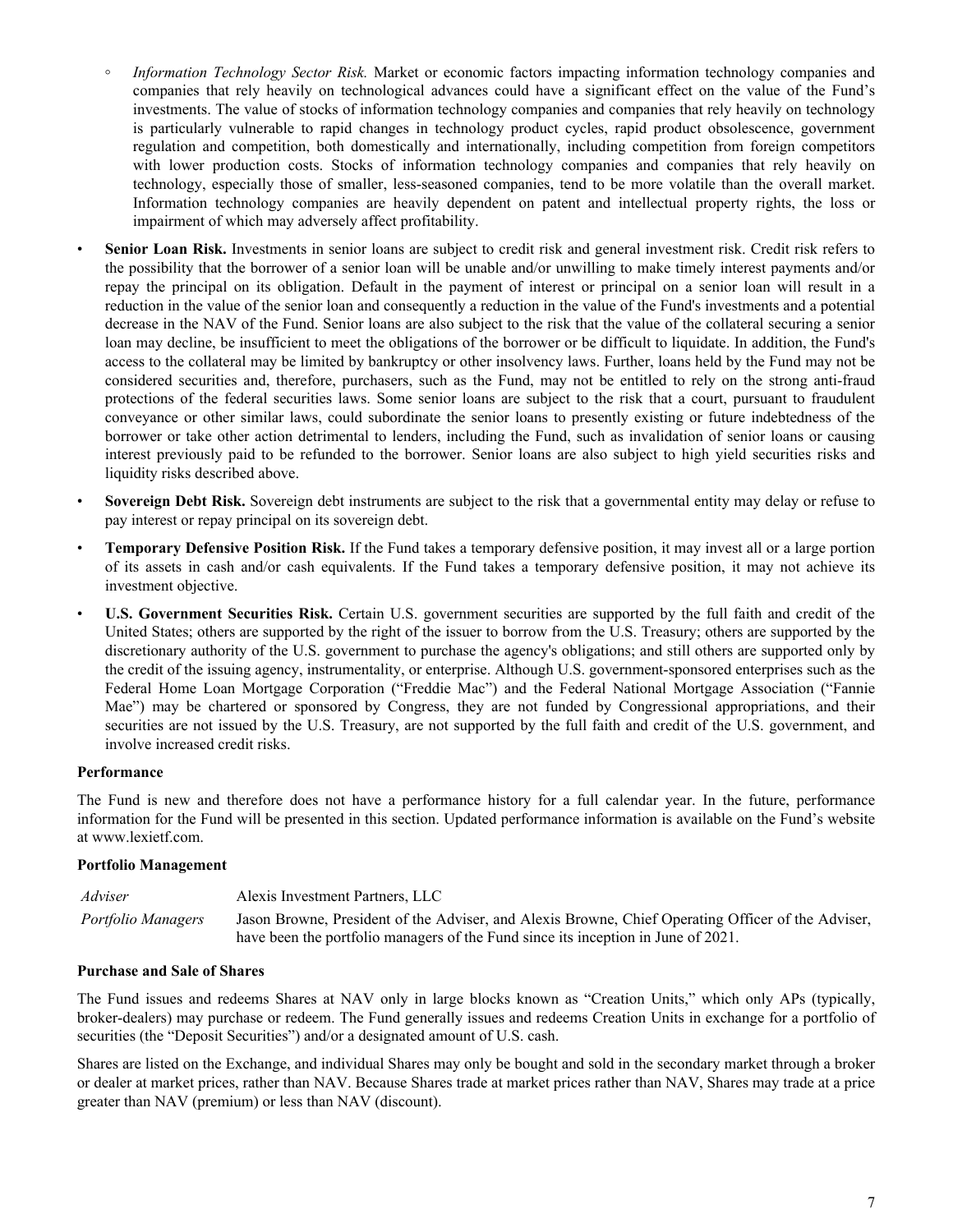- *Information Technology Sector Risk.* Market or economic factors impacting information technology companies and companies that rely heavily on technological advances could have a significant effect on the value of the Fund's investments. The value of stocks of information technology companies and companies that rely heavily on technology is particularly vulnerable to rapid changes in technology product cycles, rapid product obsolescence, government regulation and competition, both domestically and internationally, including competition from foreign competitors with lower production costs. Stocks of information technology companies and companies that rely heavily on technology, especially those of smaller, less-seasoned companies, tend to be more volatile than the overall market. Information technology companies are heavily dependent on patent and intellectual property rights, the loss or impairment of which may adversely affect profitability.

- **Senior Loan Risk.** Investments in senior loans are subject to credit risk and general investment risk. Credit risk refers to the possibility that the borrower of a senior loan will be unable and/or unwilling to make timely interest payments and/or repay the principal on its obligation. Default in the payment of interest or principal on a senior loan will result in a reduction in the value of the senior loan and consequently a reduction in the value of the Fund's investments and a potential decrease in the NAV of the Fund. Senior loans are also subject to the risk that the value of the collateral securing a senior loan may decline, be insufficient to meet the obligations of the borrower or be difficult to liquidate. In addition, the Fund's access to the collateral may be limited by bankruptcy or other insolvency laws. Further, loans held by the Fund may not be considered securities and, therefore, purchasers, such as the Fund, may not be entitled to rely on the strong anti-fraud protections of the federal securities laws. Some senior loans are subject to the risk that a court, pursuant to fraudulent conveyance or other similar laws, could subordinate the senior loans to presently existing or future indebtedness of the borrower or take other action detrimental to lenders, including the Fund, such as invalidation of senior loans or causing interest previously paid to be refunded to the borrower. Senior loans are also subject to high yield securities risks and liquidity risks described above.

- **Sovereign Debt Risk.** Sovereign debt instruments are subject to the risk that a governmental entity may delay or refuse to pay interest or repay principal on its sovereign debt.

- **Temporary Defensive Position Risk.** If the Fund takes a temporary defensive position, it may invest all or a large portion of its assets in cash and/or cash equivalents. If the Fund takes a temporary defensive position, it may not achieve its investment objective.

- **U.S. Government Securities Risk.** Certain U.S. government securities are supported by the full faith and credit of the United States; others are supported by the right of the issuer to borrow from the U.S. Treasury; others are supported by the discretionary authority of the U.S. government to purchase the agency's obligations; and still others are supported only by the credit of the issuing agency, instrumentality, or enterprise. Although U.S. government-sponsored enterprises such as the Federal Home Loan Mortgage Corporation ("Freddie Mac") and the Federal National Mortgage Association ("Fannie Mae") may be chartered or sponsored by Congress, they are not funded by Congressional appropriations, and their securities are not issued by the U.S. Treasury, are not supported by the full faith and credit of the U.S. government, and involve increased credit risks.

**Performance**

The Fund is new and therefore does not have a performance history for a full calendar year. In the future, performance information for the Fund will be presented in this section. Updated performance information is available on the Fund's website at www.lexietf.com.

**Portfolio Management**

| | |
|---|---|
| *Adviser* | Alexis Investment Partners, LLC |
| *Portfolio Managers* | Jason Browne, President of the Adviser, and Alexis Browne, Chief Operating Officer of the Adviser, have been the portfolio managers of the Fund since its inception in June of 2021. |

**Purchase and Sale of Shares**

The Fund issues and redeems Shares at NAV only in large blocks known as "Creation Units," which only APs (typically, broker-dealers) may purchase or redeem. The Fund generally issues and redeems Creation Units in exchange for a portfolio of securities (the "Deposit Securities") and/or a designated amount of U.S. cash.

Shares are listed on the Exchange, and individual Shares may only be bought and sold in the secondary market through a broker or dealer at market prices, rather than NAV. Because Shares trade at market prices rather than NAV, Shares may trade at a price greater than NAV (premium) or less than NAV (discount).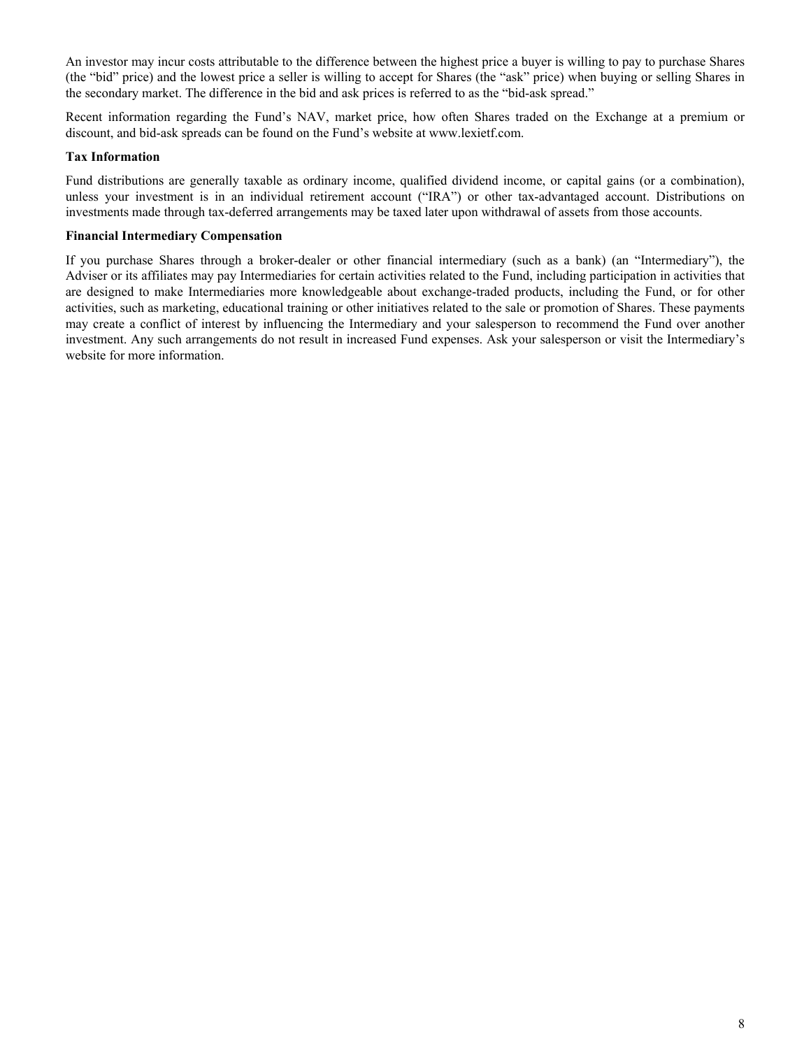An investor may incur costs attributable to the difference between the highest price a buyer is willing to pay to purchase Shares (the "bid" price) and the lowest price a seller is willing to accept for Shares (the "ask" price) when buying or selling Shares in the secondary market. The difference in the bid and ask prices is referred to as the "bid-ask spread."

Recent information regarding the Fund's NAV, market price, how often Shares traded on the Exchange at a premium or discount, and bid-ask spreads can be found on the Fund's website at www.lexietf.com.

**Tax Information**

Fund distributions are generally taxable as ordinary income, qualified dividend income, or capital gains (or a combination), unless your investment is in an individual retirement account ("IRA") or other tax-advantaged account. Distributions on investments made through tax-deferred arrangements may be taxed later upon withdrawal of assets from those accounts.

**Financial Intermediary Compensation**

If you purchase Shares through a broker-dealer or other financial intermediary (such as a bank) (an "Intermediary"), the Adviser or its affiliates may pay Intermediaries for certain activities related to the Fund, including participation in activities that are designed to make Intermediaries more knowledgeable about exchange-traded products, including the Fund, or for other activities, such as marketing, educational training or other initiatives related to the sale or promotion of Shares. These payments may create a conflict of interest by influencing the Intermediary and your salesperson to recommend the Fund over another investment. Any such arrangements do not result in increased Fund expenses. Ask your salesperson or visit the Intermediary's website for more information.